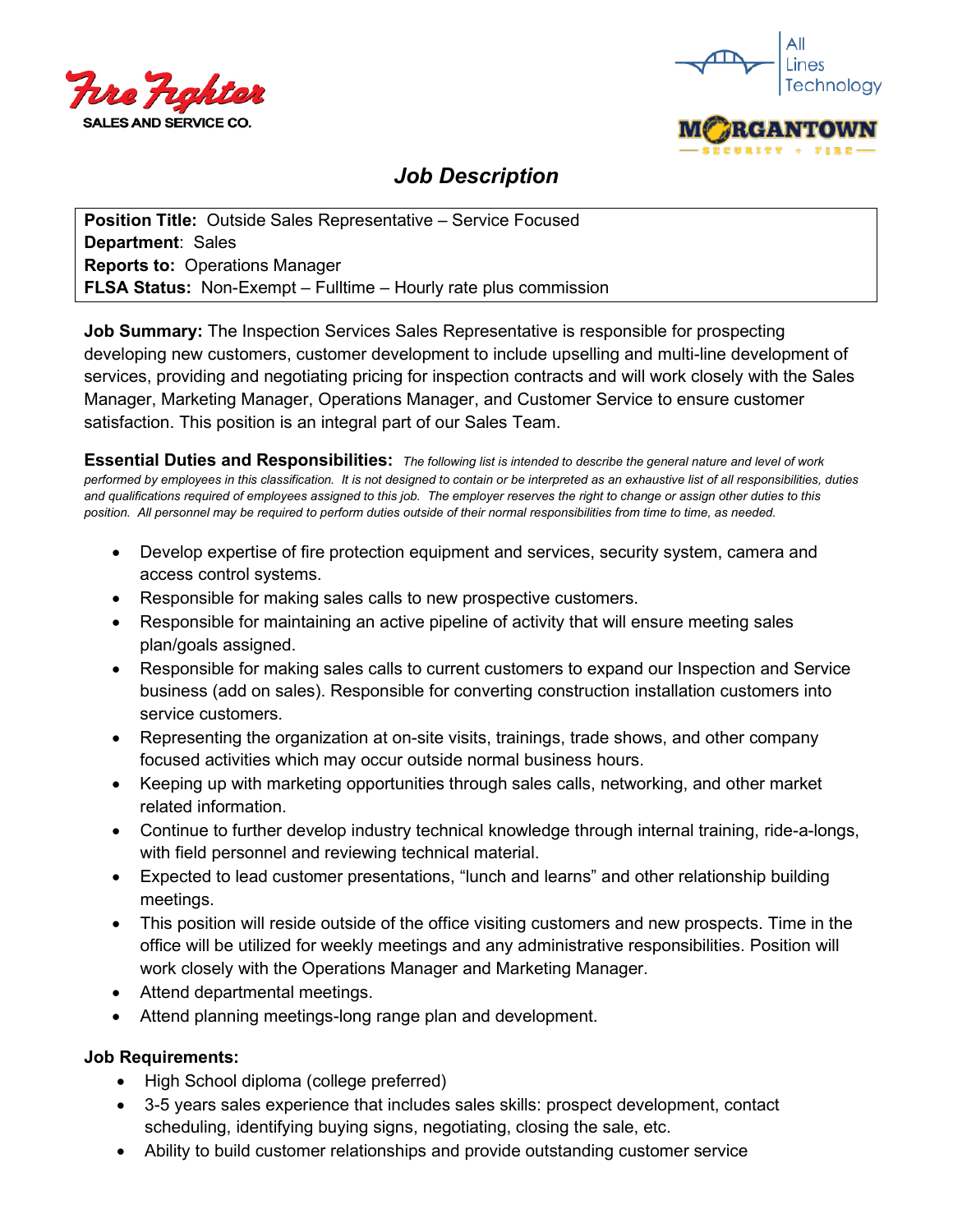Fire Fighter SALES AND SERVICE CO.

All Lines Technology

MORGANTOWN SECURITY + FIRE

# *Job Description*

**Position Title:** Outside Sales Representative – Service Focused
**Department**: Sales
**Reports to:** Operations Manager
**FLSA Status:** Non-Exempt – Fulltime – Hourly rate plus commission

**Job Summary:** The Inspection Services Sales Representative is responsible for prospecting developing new customers, customer development to include upselling and multi-line development of services, providing and negotiating pricing for inspection contracts and will work closely with the Sales Manager, Marketing Manager, Operations Manager, and Customer Service to ensure customer satisfaction. This position is an integral part of our Sales Team.

**Essential Duties and Responsibilities:** *The following list is intended to describe the general nature and level of work performed by employees in this classification. It is not designed to contain or be interpreted as an exhaustive list of all responsibilities, duties and qualifications required of employees assigned to this job. The employer reserves the right to change or assign other duties to this position. All personnel may be required to perform duties outside of their normal responsibilities from time to time, as needed.*

- Develop expertise of fire protection equipment and services, security system, camera and access control systems.
- Responsible for making sales calls to new prospective customers.
- Responsible for maintaining an active pipeline of activity that will ensure meeting sales plan/goals assigned.
- Responsible for making sales calls to current customers to expand our Inspection and Service business (add on sales). Responsible for converting construction installation customers into service customers.
- Representing the organization at on-site visits, trainings, trade shows, and other company focused activities which may occur outside normal business hours.
- Keeping up with marketing opportunities through sales calls, networking, and other market related information.
- Continue to further develop industry technical knowledge through internal training, ride-a-longs, with field personnel and reviewing technical material.
- Expected to lead customer presentations, "lunch and learns" and other relationship building meetings.
- This position will reside outside of the office visiting customers and new prospects. Time in the office will be utilized for weekly meetings and any administrative responsibilities. Position will work closely with the Operations Manager and Marketing Manager.
- Attend departmental meetings.
- Attend planning meetings-long range plan and development.

**Job Requirements:**

- High School diploma (college preferred)
- 3-5 years sales experience that includes sales skills: prospect development, contact scheduling, identifying buying signs, negotiating, closing the sale, etc.
- Ability to build customer relationships and provide outstanding customer service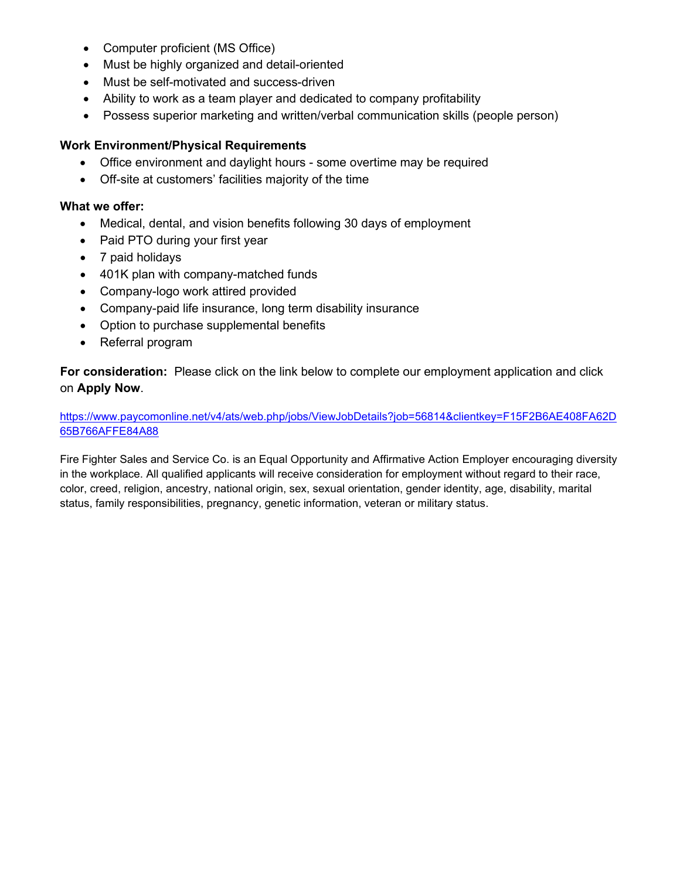- Computer proficient (MS Office)
- Must be highly organized and detail-oriented
- Must be self-motivated and success-driven
- Ability to work as a team player and dedicated to company profitability
- Possess superior marketing and written/verbal communication skills (people person)

**Work Environment/Physical Requirements**

- Office environment and daylight hours - some overtime may be required
- Off-site at customers' facilities majority of the time

**What we offer:**

- Medical, dental, and vision benefits following 30 days of employment
- Paid PTO during your first year
- 7 paid holidays
- 401K plan with company-matched funds
- Company-logo work attired provided
- Company-paid life insurance, long term disability insurance
- Option to purchase supplemental benefits
- Referral program

**For consideration:** Please click on the link below to complete our employment application and click on **Apply Now**.

https://www.paycomonline.net/v4/ats/web.php/jobs/ViewJobDetails?job=56814&clientkey=F15F2B6AE408FA62D65B766AFFE84A88

Fire Fighter Sales and Service Co. is an Equal Opportunity and Affirmative Action Employer encouraging diversity in the workplace. All qualified applicants will receive consideration for employment without regard to their race, color, creed, religion, ancestry, national origin, sex, sexual orientation, gender identity, age, disability, marital status, family responsibilities, pregnancy, genetic information, veteran or military status.